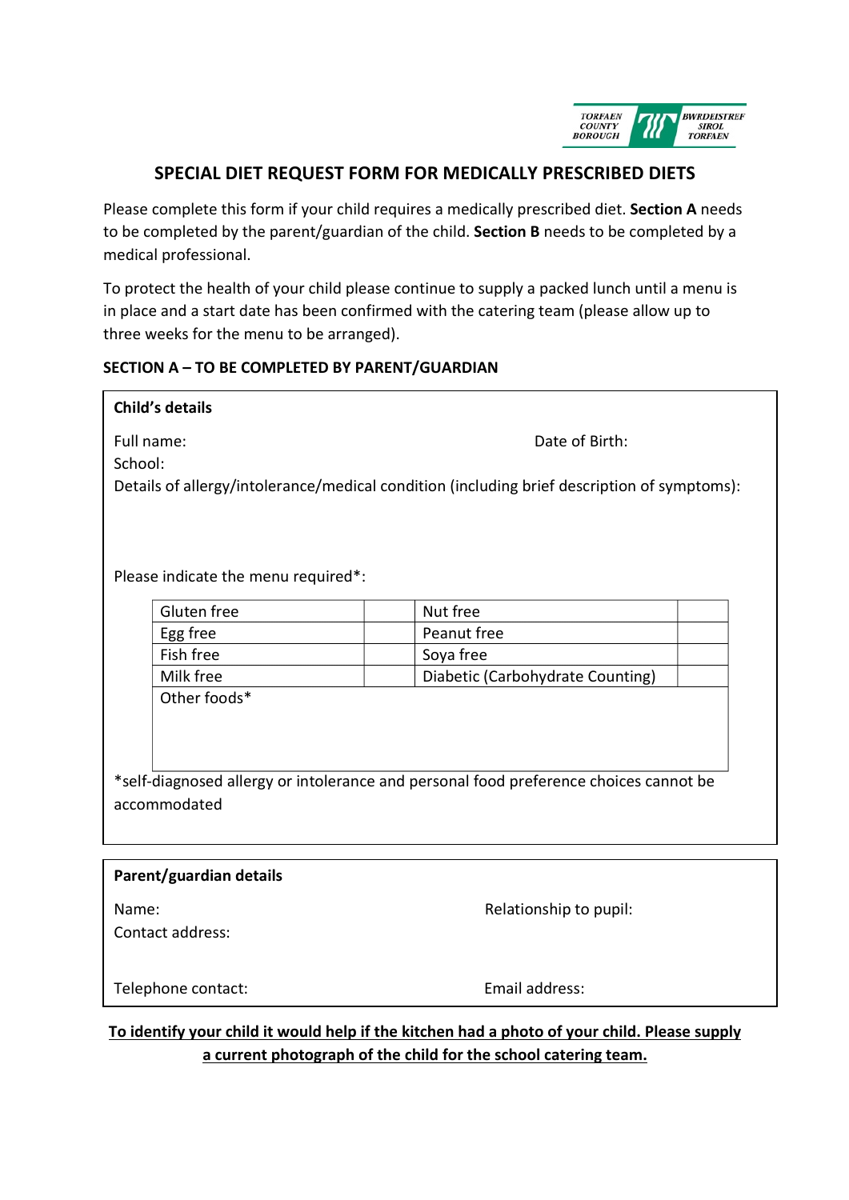TORFAEN COUNTY BOROUGH | BWRDEISTREF SIROL TORFAEN

# SPECIAL DIET REQUEST FORM FOR MEDICALLY PRESCRIBED DIETS

Please complete this form if your child requires a medically prescribed diet. **Section A** needs to be completed by the parent/guardian of the child. **Section B** needs to be completed by a medical professional.

To protect the health of your child please continue to supply a packed lunch until a menu is in place and a start date has been confirmed with the catering team (please allow up to three weeks for the menu to be arranged).

## SECTION A – TO BE COMPLETED BY PARENT/GUARDIAN

**Child's details**

Full name: Date of Birth:

School:

Details of allergy/intolerance/medical condition (including brief description of symptoms):

Please indicate the menu required*:

| Gluten free | | Nut free | |
|---|---|---|---|
| Egg free | | Peanut free | |
| Fish free | | Soya free | |
| Milk free | | Diabetic (Carbohydrate Counting) | |
| Other foods* | | | |

*self-diagnosed allergy or intolerance and personal food preference choices cannot be accommodated

**Parent/guardian details**

Name: Relationship to pupil:

Contact address:

Telephone contact: Email address:

**To identify your child it would help if the kitchen had a photo of your child. Please supply a current photograph of the child for the school catering team.**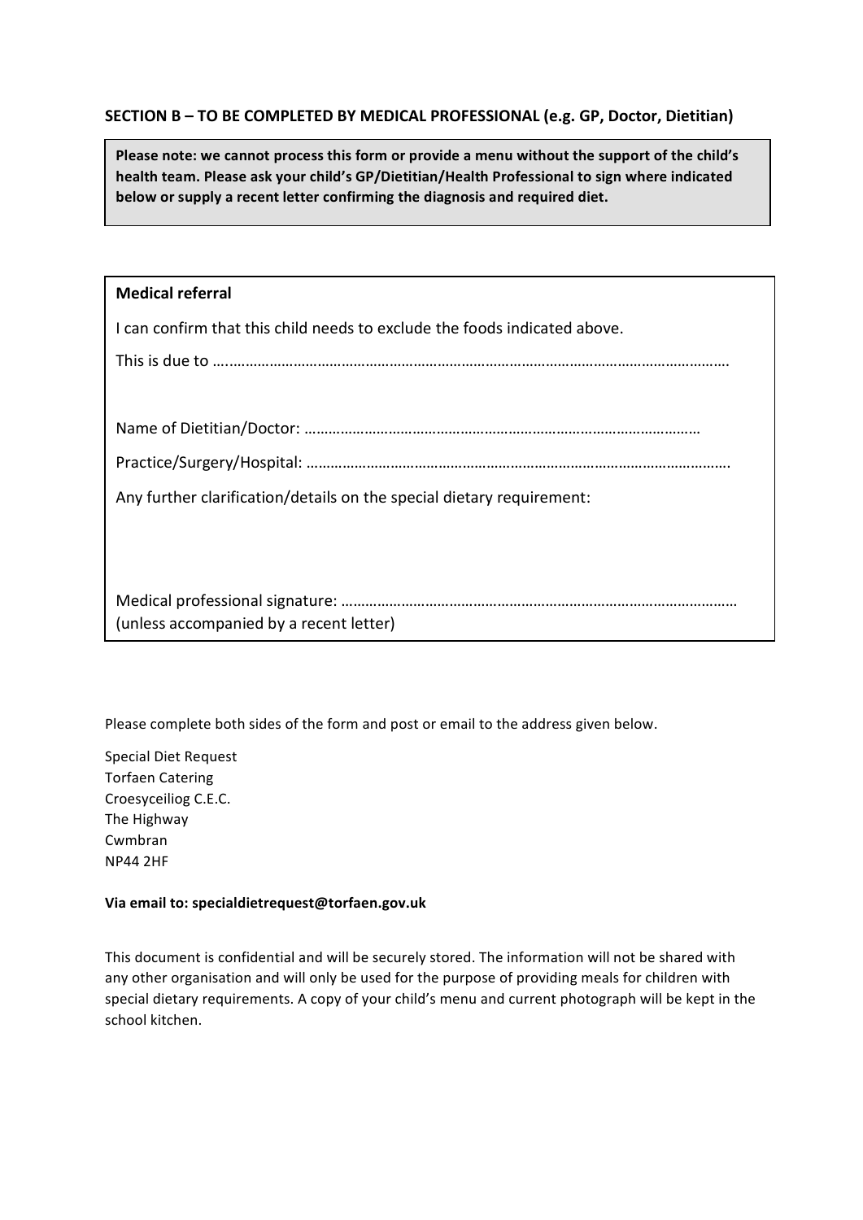## SECTION B – TO BE COMPLETED BY MEDICAL PROFESSIONAL (e.g. GP, Doctor, Dietitian)

**Please note: we cannot process this form or provide a menu without the support of the child's health team. Please ask your child's GP/Dietitian/Health Professional to sign where indicated below or supply a recent letter confirming the diagnosis and required diet.**

**Medical referral**

I can confirm that this child needs to exclude the foods indicated above.

This is due to ….……………………………………………………………………………………………………………

Name of Dietitian/Doctor: ………………………………………………………………………………………

Practice/Surgery/Hospital: …………………………………………………………………………………………….

Any further clarification/details on the special dietary requirement:

Medical professional signature: ………………………………………………………………………………………
(unless accompanied by a recent letter)

Please complete both sides of the form and post or email to the address given below.

Special Diet Request
Torfaen Catering
Croesyceiliog C.E.C.
The Highway
Cwmbran
NP44 2HF

**Via email to: specialdietrequest@torfaen.gov.uk**

This document is confidential and will be securely stored. The information will not be shared with any other organisation and will only be used for the purpose of providing meals for children with special dietary requirements. A copy of your child's menu and current photograph will be kept in the school kitchen.